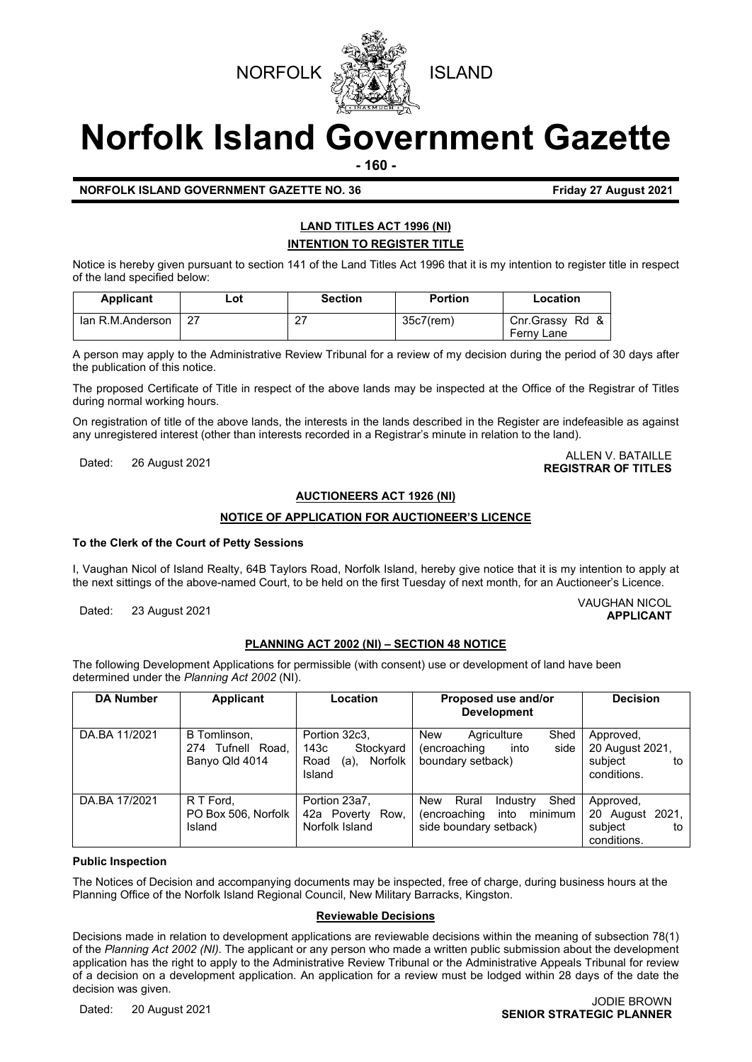NORFOLK ISLAND

# Norfolk Island Government Gazette

**NORFOLK ISLAND GOVERNMENT GAZETTE NO. 36** **Friday 27 August 2021**

## LAND TITLES ACT 1996 (NI)

### INTENTION TO REGISTER TITLE

Notice is hereby given pursuant to section 141 of the Land Titles Act 1996 that it is my intention to register title in respect of the land specified below:

| Applicant | Lot | Section | Portion | Location |
|---|---|---|---|---|
| Ian R.M.Anderson | 27 | 27 | 35c7(rem) | Cnr.Grassy Rd & Ferny Lane |

A person may apply to the Administrative Review Tribunal for a review of my decision during the period of 30 days after the publication of this notice.

The proposed Certificate of Title in respect of the above lands may be inspected at the Office of the Registrar of Titles during normal working hours.

On registration of title of the above lands, the interests in the lands described in the Register are indefeasible as against any unregistered interest (other than interests recorded in a Registrar's minute in relation to the land).

Dated: 26 August 2021

ALLEN V. BATAILLE
**REGISTRAR OF TITLES**

## AUCTIONEERS ACT 1926 (NI)

### NOTICE OF APPLICATION FOR AUCTIONEER'S LICENCE

**To the Clerk of the Court of Petty Sessions**

I, Vaughan Nicol of Island Realty, 64B Taylors Road, Norfolk Island, hereby give notice that it is my intention to apply at the next sittings of the above-named Court, to be held on the first Tuesday of next month, for an Auctioneer's Licence.

Dated: 23 August 2021

VAUGHAN NICOL
**APPLICANT**

## PLANNING ACT 2002 (NI) – SECTION 48 NOTICE

The following Development Applications for permissible (with consent) use or development of land have been determined under the *Planning Act 2002* (NI).

| DA Number | Applicant | Location | Proposed use and/or Development | Decision |
|---|---|---|---|---|
| DA.BA 11/2021 | B Tomlinson, 274 Tufnell Road, Banyo Qld 4014 | Portion 32c3, 143c Stockyard Road (a), Norfolk Island | New Agriculture Shed (encroaching into side boundary setback) | Approved, 20 August 2021, subject to conditions. |
| DA.BA 17/2021 | R T Ford, PO Box 506, Norfolk Island | Portion 23a7, 42a Poverty Row, Norfolk Island | New Rural Industry Shed (encroaching into minimum side boundary setback) | Approved, 20 August 2021, subject to conditions. |

**Public Inspection**

The Notices of Decision and accompanying documents may be inspected, free of charge, during business hours at the Planning Office of the Norfolk Island Regional Council, New Military Barracks, Kingston.

**Reviewable Decisions**

Decisions made in relation to development applications are reviewable decisions within the meaning of subsection 78(1) of the *Planning Act 2002 (NI).* The applicant or any person who made a written public submission about the development application has the right to apply to the Administrative Review Tribunal or the Administrative Appeals Tribunal for review of a decision on a development application. An application for a review must be lodged within 28 days of the date the decision was given.

Dated: 20 August 2021

JODIE BROWN
**SENIOR STRATEGIC PLANNER**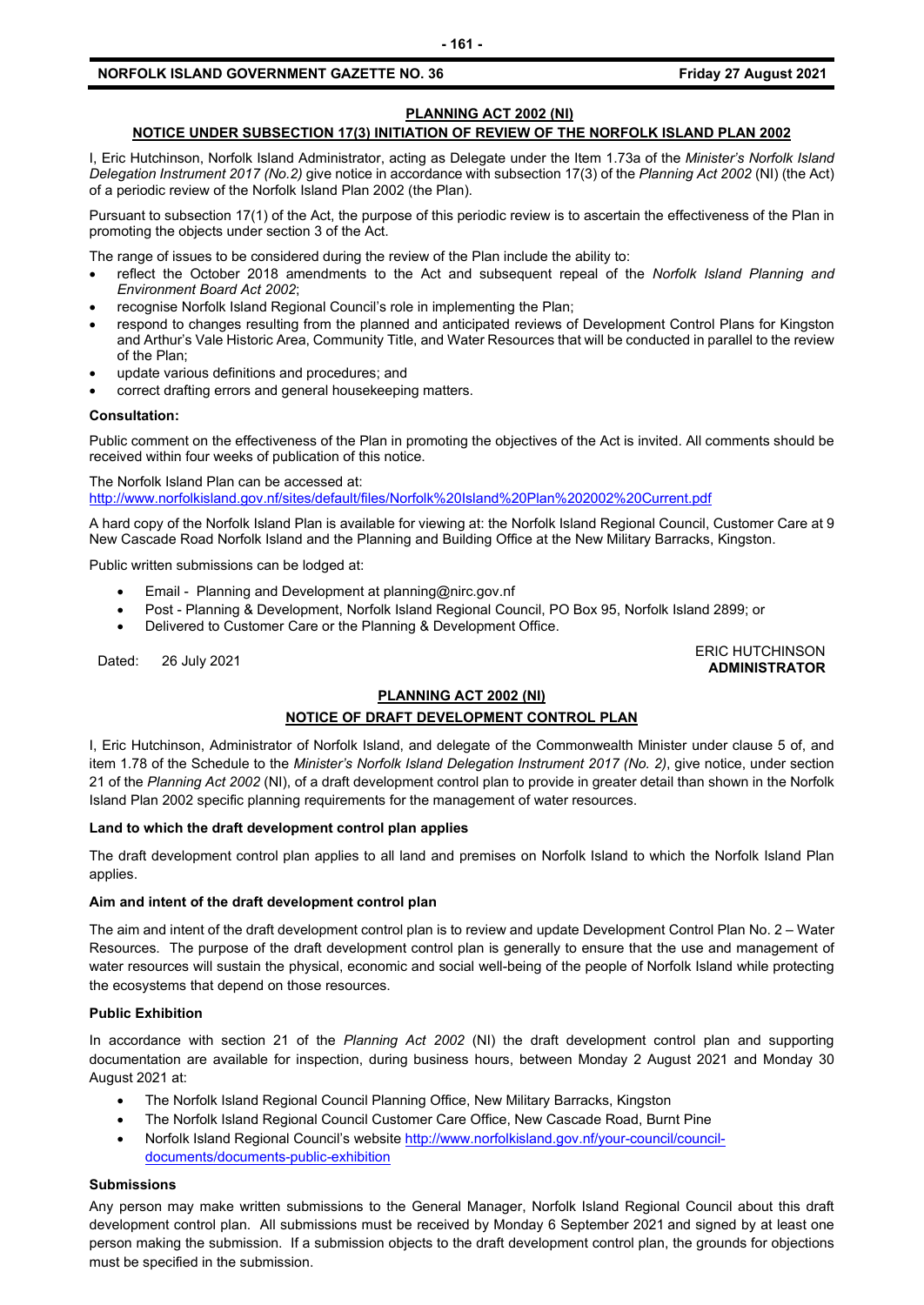## PLANNING ACT 2002 (NI)

### NOTICE UNDER SUBSECTION 17(3) INITIATION OF REVIEW OF THE NORFOLK ISLAND PLAN 2002

I, Eric Hutchinson, Norfolk Island Administrator, acting as Delegate under the Item 1.73a of the *Minister's Norfolk Island Delegation Instrument 2017 (No.2)* give notice in accordance with subsection 17(3) of the *Planning Act 2002* (NI) (the Act) of a periodic review of the Norfolk Island Plan 2002 (the Plan).

Pursuant to subsection 17(1) of the Act, the purpose of this periodic review is to ascertain the effectiveness of the Plan in promoting the objects under section 3 of the Act.

The range of issues to be considered during the review of the Plan include the ability to:

- reflect the October 2018 amendments to the Act and subsequent repeal of the *Norfolk Island Planning and Environment Board Act 2002*;
- recognise Norfolk Island Regional Council's role in implementing the Plan;
- respond to changes resulting from the planned and anticipated reviews of Development Control Plans for Kingston and Arthur's Vale Historic Area, Community Title, and Water Resources that will be conducted in parallel to the review of the Plan;
- update various definitions and procedures; and
- correct drafting errors and general housekeeping matters.

**Consultation:**

Public comment on the effectiveness of the Plan in promoting the objectives of the Act is invited. All comments should be received within four weeks of publication of this notice.

The Norfolk Island Plan can be accessed at:
http://www.norfolkisland.gov.nf/sites/default/files/Norfolk%20Island%20Plan%202002%20Current.pdf

A hard copy of the Norfolk Island Plan is available for viewing at: the Norfolk Island Regional Council, Customer Care at 9 New Cascade Road Norfolk Island and the Planning and Building Office at the New Military Barracks, Kingston.

Public written submissions can be lodged at:

- Email - Planning and Development at planning@nirc.gov.nf
- Post - Planning & Development, Norfolk Island Regional Council, PO Box 95, Norfolk Island 2899; or
- Delivered to Customer Care or the Planning & Development Office.

Dated: 26 July 2021

ERIC HUTCHINSON
**ADMINISTRATOR**

## PLANNING ACT 2002 (NI)

### NOTICE OF DRAFT DEVELOPMENT CONTROL PLAN

I, Eric Hutchinson, Administrator of Norfolk Island, and delegate of the Commonwealth Minister under clause 5 of, and item 1.78 of the Schedule to the *Minister's Norfolk Island Delegation Instrument 2017 (No. 2)*, give notice, under section 21 of the *Planning Act 2002* (NI), of a draft development control plan to provide in greater detail than shown in the Norfolk Island Plan 2002 specific planning requirements for the management of water resources.

**Land to which the draft development control plan applies**

The draft development control plan applies to all land and premises on Norfolk Island to which the Norfolk Island Plan applies.

**Aim and intent of the draft development control plan**

The aim and intent of the draft development control plan is to review and update Development Control Plan No. 2 – Water Resources. The purpose of the draft development control plan is generally to ensure that the use and management of water resources will sustain the physical, economic and social well-being of the people of Norfolk Island while protecting the ecosystems that depend on those resources.

**Public Exhibition**

In accordance with section 21 of the *Planning Act 2002* (NI) the draft development control plan and supporting documentation are available for inspection, during business hours, between Monday 2 August 2021 and Monday 30 August 2021 at:

- The Norfolk Island Regional Council Planning Office, New Military Barracks, Kingston
- The Norfolk Island Regional Council Customer Care Office, New Cascade Road, Burnt Pine
- Norfolk Island Regional Council's website http://www.norfolkisland.gov.nf/your-council/council-documents/documents-public-exhibition

**Submissions**

Any person may make written submissions to the General Manager, Norfolk Island Regional Council about this draft development control plan. All submissions must be received by Monday 6 September 2021 and signed by at least one person making the submission. If a submission objects to the draft development control plan, the grounds for objections must be specified in the submission.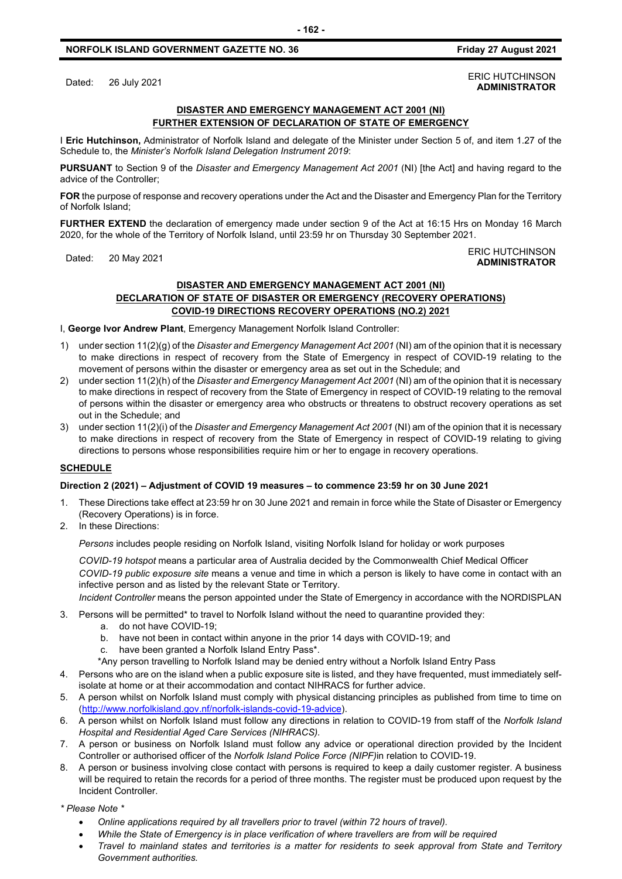Dated: 26 July 2021

ERIC HUTCHINSON
**ADMINISTRATOR**

**DISASTER AND EMERGENCY MANAGEMENT ACT 2001 (NI)**
**FURTHER EXTENSION OF DECLARATION OF STATE OF EMERGENCY**

I **Eric Hutchinson,** Administrator of Norfolk Island and delegate of the Minister under Section 5 of, and item 1.27 of the Schedule to, the *Minister's Norfolk Island Delegation Instrument 2019*:

**PURSUANT** to Section 9 of the *Disaster and Emergency Management Act 2001* (NI) [the Act] and having regard to the advice of the Controller;

**FOR** the purpose of response and recovery operations under the Act and the Disaster and Emergency Plan for the Territory of Norfolk Island;

**FURTHER EXTEND** the declaration of emergency made under section 9 of the Act at 16:15 Hrs on Monday 16 March 2020, for the whole of the Territory of Norfolk Island, until 23:59 hr on Thursday 30 September 2021.

Dated: 20 May 2021

ERIC HUTCHINSON
**ADMINISTRATOR**

**DISASTER AND EMERGENCY MANAGEMENT ACT 2001 (NI)**
**DECLARATION OF STATE OF DISASTER OR EMERGENCY (RECOVERY OPERATIONS)**
**COVID-19 DIRECTIONS RECOVERY OPERATIONS (NO.2) 2021**

I, **George Ivor Andrew Plant**, Emergency Management Norfolk Island Controller:

1) under section 11(2)(g) of the *Disaster and Emergency Management Act 2001* (NI) am of the opinion that it is necessary to make directions in respect of recovery from the State of Emergency in respect of COVID-19 relating to the movement of persons within the disaster or emergency area as set out in the Schedule; and
2) under section 11(2)(h) of the *Disaster and Emergency Management Act 2001* (NI) am of the opinion that it is necessary to make directions in respect of recovery from the State of Emergency in respect of COVID-19 relating to the removal of persons within the disaster or emergency area who obstructs or threatens to obstruct recovery operations as set out in the Schedule; and
3) under section 11(2)(i) of the *Disaster and Emergency Management Act 2001* (NI) am of the opinion that it is necessary to make directions in respect of recovery from the State of Emergency in respect of COVID-19 relating to giving directions to persons whose responsibilities require him or her to engage in recovery operations.

**SCHEDULE**

**Direction 2 (2021) – Adjustment of COVID 19 measures – to commence 23:59 hr on 30 June 2021**

1. These Directions take effect at 23:59 hr on 30 June 2021 and remain in force while the State of Disaster or Emergency (Recovery Operations) is in force.
2. In these Directions:

   *Persons* includes people residing on Norfolk Island, visiting Norfolk Island for holiday or work purposes

   *COVID-19 hotspot* means a particular area of Australia decided by the Commonwealth Chief Medical Officer

   *COVID-19 public exposure site* means a venue and time in which a person is likely to have come in contact with an infective person and as listed by the relevant State or Territory.

   *Incident Controller* means the person appointed under the State of Emergency in accordance with the NORDISPLAN

3. Persons will be permitted* to travel to Norfolk Island without the need to quarantine provided they:
   a. do not have COVID-19;
   b. have not been in contact within anyone in the prior 14 days with COVID-19; and
   c. have been granted a Norfolk Island Entry Pass*.

   *Any person travelling to Norfolk Island may be denied entry without a Norfolk Island Entry Pass
4. Persons who are on the island when a public exposure site is listed, and they have frequented, must immediately self-isolate at home or at their accommodation and contact NIHRACS for further advice.
5. A person whilst on Norfolk Island must comply with physical distancing principles as published from time to time on (http://www.norfolkisland.gov.nf/norfolk-islands-covid-19-advice).
6. A person whilst on Norfolk Island must follow any directions in relation to COVID-19 from staff of the *Norfolk Island Hospital and Residential Aged Care Services (NIHRACS).*
7. A person or business on Norfolk Island must follow any advice or operational direction provided by the Incident Controller or authorised officer of the *Norfolk Island Police Force (NIPF)*in relation to COVID-19.
8. A person or business involving close contact with persons is required to keep a daily customer register. A business will be required to retain the records for a period of three months. The register must be produced upon request by the Incident Controller.

*\* Please Note \**

- *Online applications required by all travellers prior to travel (within 72 hours of travel).*
- *While the State of Emergency is in place verification of where travellers are from will be required*
- *Travel to mainland states and territories is a matter for residents to seek approval from State and Territory Government authorities.*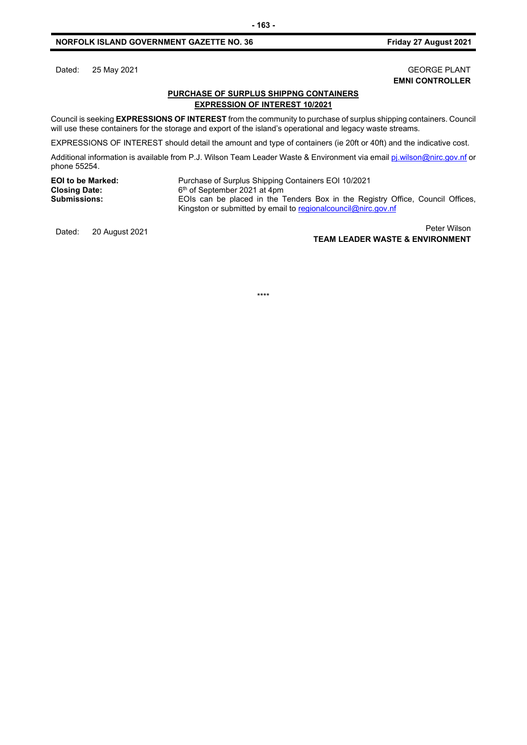Dated: 25 May 2021

GEORGE PLANT
**EMNI CONTROLLER**

## PURCHASE OF SURPLUS SHIPPNG CONTAINERS
## EXPRESSION OF INTEREST 10/2021

Council is seeking **EXPRESSIONS OF INTEREST** from the community to purchase of surplus shipping containers. Council will use these containers for the storage and export of the island's operational and legacy waste streams.

EXPRESSIONS OF INTEREST should detail the amount and type of containers (ie 20ft or 40ft) and the indicative cost.

Additional information is available from P.J. Wilson Team Leader Waste & Environment via email pj.wilson@nirc.gov.nf or phone 55254.

| | |
|---|---|
| **EOI to be Marked:** | Purchase of Surplus Shipping Containers EOI 10/2021 |
| **Closing Date:** | 6th of September 2021 at 4pm |
| **Submissions:** | EOIs can be placed in the Tenders Box in the Registry Office, Council Offices, Kingston or submitted by email to regionalcouncil@nirc.gov.nf |

Dated: 20 August 2021

Peter Wilson
**TEAM LEADER WASTE & ENVIRONMENT**

****